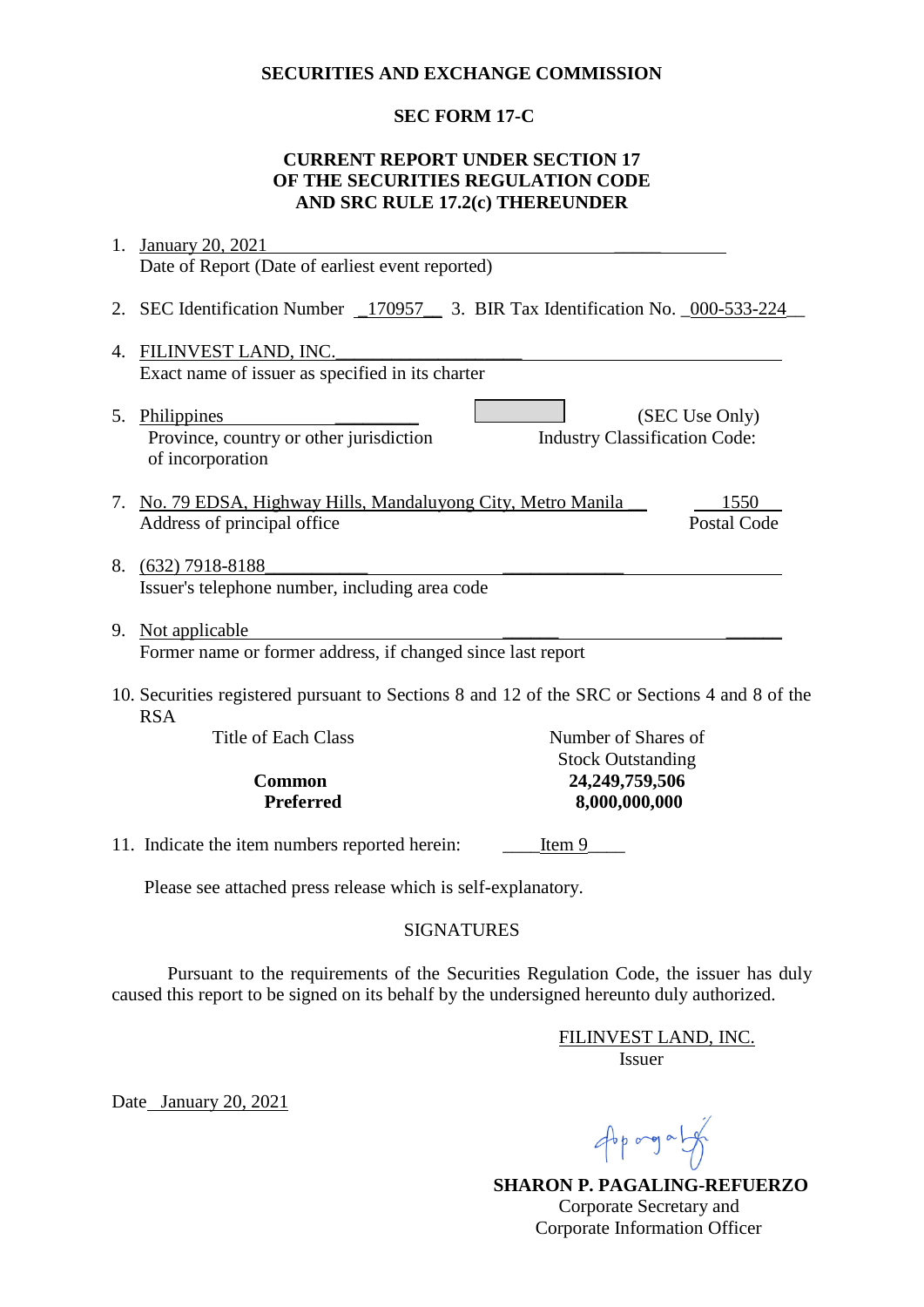**SECURITIES AND EXCHANGE COMMISSION**

**SEC FORM 17-C**

**CURRENT REPORT UNDER SECTION 17 OF THE SECURITIES REGULATION CODE AND SRC RULE 17.2(c) THEREUNDER**

1. January 20, 2021
   Date of Report (Date of earliest event reported)

2. SEC Identification Number 170957 3. BIR Tax Identification No. 000-533-224

4. FILINVEST LAND, INC.
   Exact name of issuer as specified in its charter

5. Philippines
   Province, country or other jurisdiction of incorporation

   (SEC Use Only)
   Industry Classification Code:

7. No. 79 EDSA, Highway Hills, Mandaluyong City, Metro Manila — 1550
   Address of principal office — Postal Code

8. (632) 7918-8188
   Issuer's telephone number, including area code

9. Not applicable
   Former name or former address, if changed since last report

10. Securities registered pursuant to Sections 8 and 12 of the SRC or Sections 4 and 8 of the RSA

| Title of Each Class | Number of Shares of Stock Outstanding |
|---|---|
| **Common** | **24,249,759,506** |
| **Preferred** | **8,000,000,000** |

11. Indicate the item numbers reported herein: Item 9

Please see attached press release which is self-explanatory.

SIGNATURES

Pursuant to the requirements of the Securities Regulation Code, the issuer has duly caused this report to be signed on its behalf by the undersigned hereunto duly authorized.

FILINVEST LAND, INC.
Issuer

Date January 20, 2021

**SHARON P. PAGALING-REFUERZO**
Corporate Secretary and
Corporate Information Officer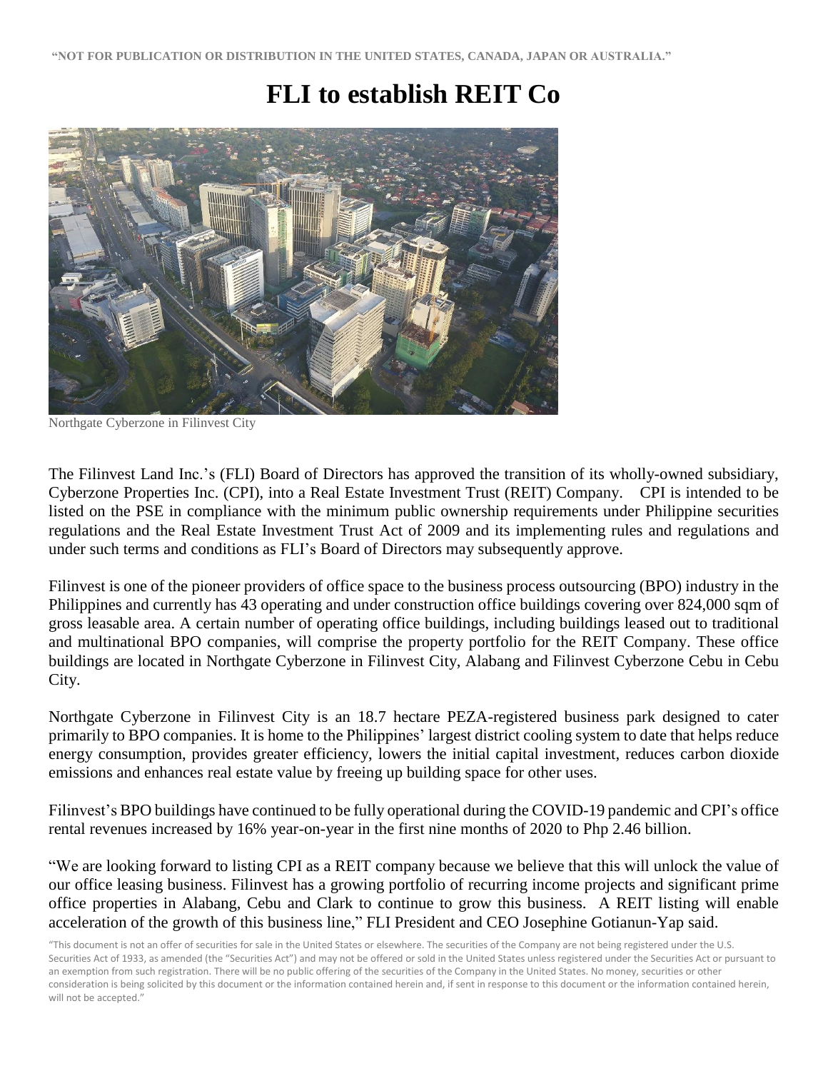**"NOT FOR PUBLICATION OR DISTRIBUTION IN THE UNITED STATES, CANADA, JAPAN OR AUSTRALIA."**

# FLI to establish REIT Co

Northgate Cyberzone in Filinvest City

The Filinvest Land Inc.'s (FLI) Board of Directors has approved the transition of its wholly-owned subsidiary, Cyberzone Properties Inc. (CPI), into a Real Estate Investment Trust (REIT) Company. CPI is intended to be listed on the PSE in compliance with the minimum public ownership requirements under Philippine securities regulations and the Real Estate Investment Trust Act of 2009 and its implementing rules and regulations and under such terms and conditions as FLI's Board of Directors may subsequently approve.

Filinvest is one of the pioneer providers of office space to the business process outsourcing (BPO) industry in the Philippines and currently has 43 operating and under construction office buildings covering over 824,000 sqm of gross leasable area. A certain number of operating office buildings, including buildings leased out to traditional and multinational BPO companies, will comprise the property portfolio for the REIT Company. These office buildings are located in Northgate Cyberzone in Filinvest City, Alabang and Filinvest Cyberzone Cebu in Cebu City.

Northgate Cyberzone in Filinvest City is an 18.7 hectare PEZA-registered business park designed to cater primarily to BPO companies. It is home to the Philippines' largest district cooling system to date that helps reduce energy consumption, provides greater efficiency, lowers the initial capital investment, reduces carbon dioxide emissions and enhances real estate value by freeing up building space for other uses.

Filinvest's BPO buildings have continued to be fully operational during the COVID-19 pandemic and CPI's office rental revenues increased by 16% year-on-year in the first nine months of 2020 to Php 2.46 billion.

"We are looking forward to listing CPI as a REIT company because we believe that this will unlock the value of our office leasing business. Filinvest has a growing portfolio of recurring income projects and significant prime office properties in Alabang, Cebu and Clark to continue to grow this business. A REIT listing will enable acceleration of the growth of this business line," FLI President and CEO Josephine Gotianun-Yap said.

"This document is not an offer of securities for sale in the United States or elsewhere. The securities of the Company are not being registered under the U.S. Securities Act of 1933, as amended (the "Securities Act") and may not be offered or sold in the United States unless registered under the Securities Act or pursuant to an exemption from such registration. There will be no public offering of the securities of the Company in the United States. No money, securities or other consideration is being solicited by this document or the information contained herein and, if sent in response to this document or the information contained herein, will not be accepted."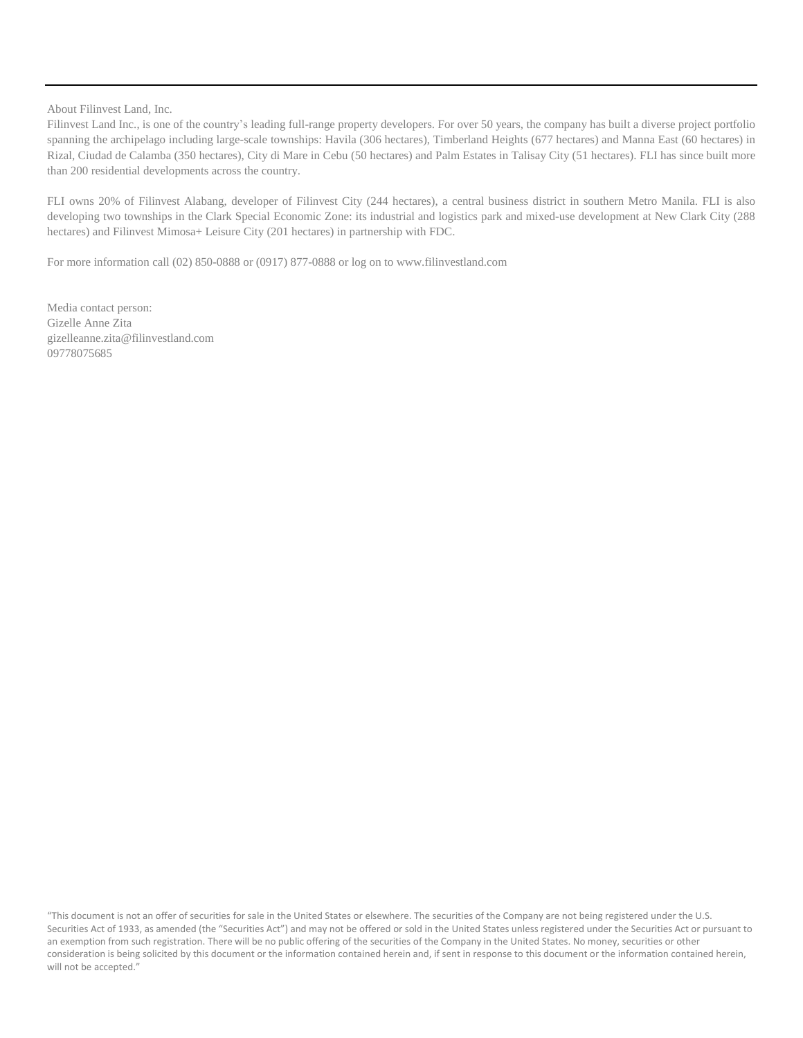About Filinvest Land, Inc.

Filinvest Land Inc., is one of the country's leading full-range property developers. For over 50 years, the company has built a diverse project portfolio spanning the archipelago including large-scale townships: Havila (306 hectares), Timberland Heights (677 hectares) and Manna East (60 hectares) in Rizal, Ciudad de Calamba (350 hectares), City di Mare in Cebu (50 hectares) and Palm Estates in Talisay City (51 hectares). FLI has since built more than 200 residential developments across the country.

FLI owns 20% of Filinvest Alabang, developer of Filinvest City (244 hectares), a central business district in southern Metro Manila. FLI is also developing two townships in the Clark Special Economic Zone: its industrial and logistics park and mixed-use development at New Clark City (288 hectares) and Filinvest Mimosa+ Leisure City (201 hectares) in partnership with FDC.

For more information call (02) 850-0888 or (0917) 877-0888 or log on to www.filinvestland.com

Media contact person:
Gizelle Anne Zita
gizelleanne.zita@filinvestland.com
09778075685

"This document is not an offer of securities for sale in the United States or elsewhere. The securities of the Company are not being registered under the U.S. Securities Act of 1933, as amended (the "Securities Act") and may not be offered or sold in the United States unless registered under the Securities Act or pursuant to an exemption from such registration. There will be no public offering of the securities of the Company in the United States. No money, securities or other consideration is being solicited by this document or the information contained herein and, if sent in response to this document or the information contained herein, will not be accepted."